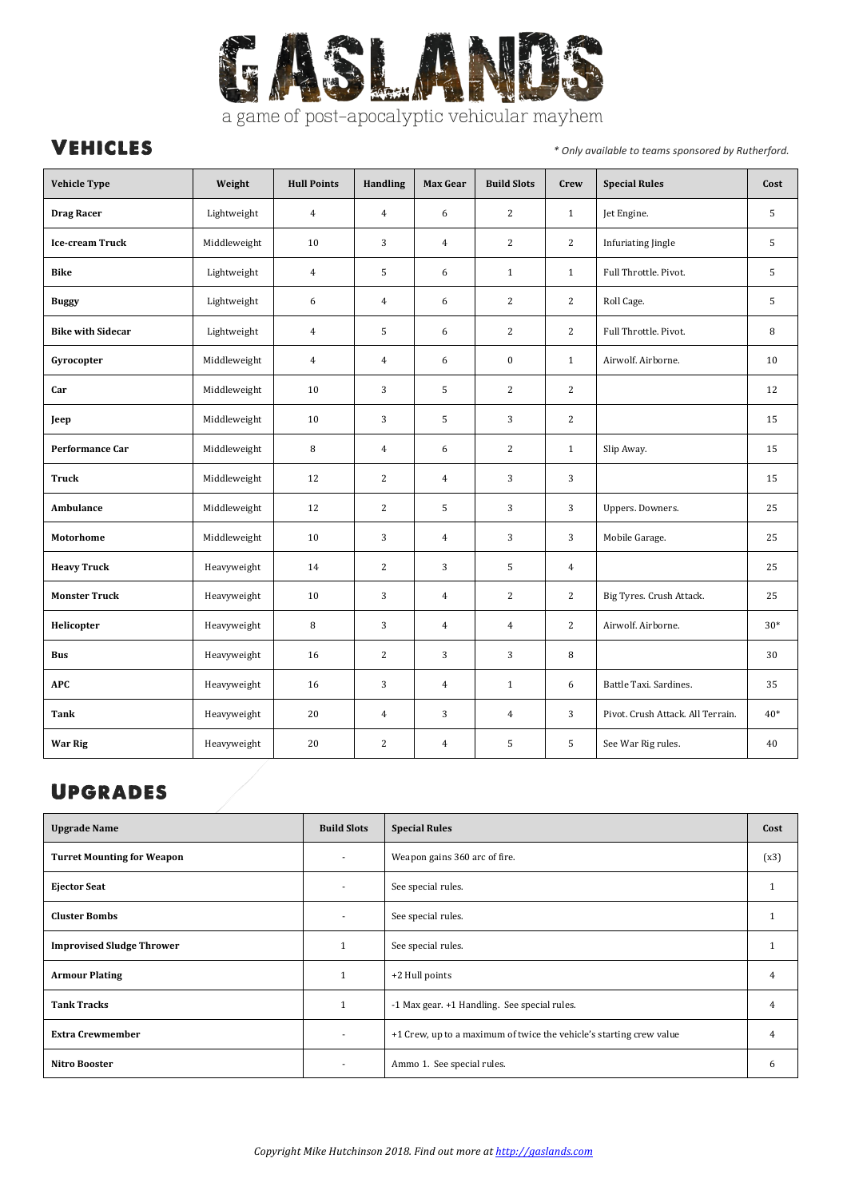// GASLANDS

a game of post-apocalyptic vehicular mayhem

## Vehicles

*\* Only available to teams sponsored by Rutherford.*

| Vehicle Type | Weight | Hull Points | Handling | Max Gear | Build Slots | Crew | Special Rules | Cost |
|---|---|---|---|---|---|---|---|---|
| **Drag Racer** | Lightweight | 4 | 4 | 6 | 2 | 1 | Jet Engine. | 5 |
| **Ice-cream Truck** | Middleweight | 10 | 3 | 4 | 2 | 2 | Infuriating Jingle | 5 |
| **Bike** | Lightweight | 4 | 5 | 6 | 1 | 1 | Full Throttle. Pivot. | 5 |
| **Buggy** | Lightweight | 6 | 4 | 6 | 2 | 2 | Roll Cage. | 5 |
| **Bike with Sidecar** | Lightweight | 4 | 5 | 6 | 2 | 2 | Full Throttle. Pivot. | 8 |
| **Gyrocopter** | Middleweight | 4 | 4 | 6 | 0 | 1 | Airwolf. Airborne. | 10 |
| **Car** | Middleweight | 10 | 3 | 5 | 2 | 2 | | 12 |
| **Jeep** | Middleweight | 10 | 3 | 5 | 3 | 2 | | 15 |
| **Performance Car** | Middleweight | 8 | 4 | 6 | 2 | 1 | Slip Away. | 15 |
| **Truck** | Middleweight | 12 | 2 | 4 | 3 | 3 | | 15 |
| **Ambulance** | Middleweight | 12 | 2 | 5 | 3 | 3 | Uppers. Downers. | 25 |
| **Motorhome** | Middleweight | 10 | 3 | 4 | 3 | 3 | Mobile Garage. | 25 |
| **Heavy Truck** | Heavyweight | 14 | 2 | 3 | 5 | 4 | | 25 |
| **Monster Truck** | Heavyweight | 10 | 3 | 4 | 2 | 2 | Big Tyres. Crush Attack. | 25 |
| **Helicopter** | Heavyweight | 8 | 3 | 4 | 4 | 2 | Airwolf. Airborne. | 30* |
| **Bus** | Heavyweight | 16 | 2 | 3 | 3 | 8 | | 30 |
| **APC** | Heavyweight | 16 | 3 | 4 | 1 | 6 | Battle Taxi. Sardines. | 35 |
| **Tank** | Heavyweight | 20 | 4 | 3 | 4 | 3 | Pivot. Crush Attack. All Terrain. | 40* |
| **War Rig** | Heavyweight | 20 | 2 | 4 | 5 | 5 | See War Rig rules. | 40 |

## Upgrades

| Upgrade Name | Build Slots | Special Rules | Cost |
|---|---|---|---|
| **Turret Mounting for Weapon** | - | Weapon gains 360 arc of fire. | (x3) |
| **Ejector Seat** | - | See special rules. | 1 |
| **Cluster Bombs** | - | See special rules. | 1 |
| **Improvised Sludge Thrower** | 1 | See special rules. | 1 |
| **Armour Plating** | 1 | +2 Hull points | 4 |
| **Tank Tracks** | 1 | -1 Max gear. +1 Handling. See special rules. | 4 |
| **Extra Crewmember** | - | +1 Crew, up to a maximum of twice the vehicle's starting crew value | 4 |
| **Nitro Booster** | - | Ammo 1. See special rules. | 6 |

*Copyright Mike Hutchinson 2018. Find out more at http://gaslands.com*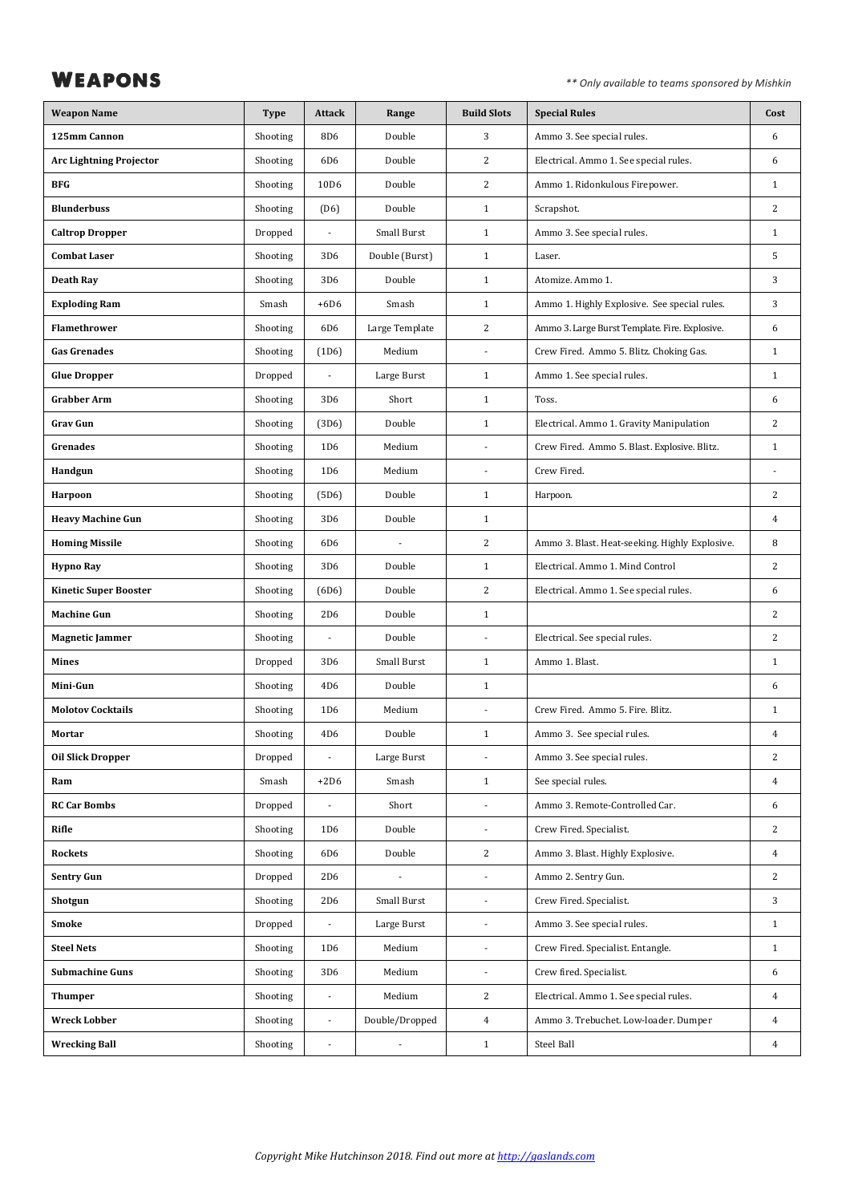# Weapons

*** Only available to teams sponsored by Mishkin*

| Weapon Name | Type | Attack | Range | Build Slots | Special Rules | Cost |
|---|---|---|---|---|---|---|
| **125mm Cannon** | Shooting | 8D6 | Double | 3 | Ammo 3. See special rules. | 6 |
| **Arc Lightning Projector** | Shooting | 6D6 | Double | 2 | Electrical. Ammo 1. See special rules. | 6 |
| **BFG** | Shooting | 10D6 | Double | 2 | Ammo 1. Ridonkulous Firepower. | 1 |
| **Blunderbuss** | Shooting | (D6) | Double | 1 | Scrapshot. | 2 |
| **Caltrop Dropper** | Dropped | - | Small Burst | 1 | Ammo 3. See special rules. | 1 |
| **Combat Laser** | Shooting | 3D6 | Double (Burst) | 1 | Laser. | 5 |
| **Death Ray** | Shooting | 3D6 | Double | 1 | Atomize. Ammo 1. | 3 |
| **Exploding Ram** | Smash | +6D6 | Smash | 1 | Ammo 1. Highly Explosive. See special rules. | 3 |
| **Flamethrower** | Shooting | 6D6 | Large Template | 2 | Ammo 3. Large Burst Template. Fire. Explosive. | 6 |
| **Gas Grenades** | Shooting | (1D6) | Medium | - | Crew Fired. Ammo 5. Blitz. Choking Gas. | 1 |
| **Glue Dropper** | Dropped | - | Large Burst | 1 | Ammo 1. See special rules. | 1 |
| **Grabber Arm** | Shooting | 3D6 | Short | 1 | Toss. | 6 |
| **Grav Gun** | Shooting | (3D6) | Double | 1 | Electrical. Ammo 1. Gravity Manipulation | 2 |
| **Grenades** | Shooting | 1D6 | Medium | - | Crew Fired. Ammo 5. Blast. Explosive. Blitz. | 1 |
| **Handgun** | Shooting | 1D6 | Medium | - | Crew Fired. | - |
| **Harpoon** | Shooting | (5D6) | Double | 1 | Harpoon. | 2 |
| **Heavy Machine Gun** | Shooting | 3D6 | Double | 1 | | 4 |
| **Homing Missile** | Shooting | 6D6 | - | 2 | Ammo 3. Blast. Heat-seeking. Highly Explosive. | 8 |
| **Hypno Ray** | Shooting | 3D6 | Double | 1 | Electrical. Ammo 1. Mind Control | 2 |
| **Kinetic Super Booster** | Shooting | (6D6) | Double | 2 | Electrical. Ammo 1. See special rules. | 6 |
| **Machine Gun** | Shooting | 2D6 | Double | 1 | | 2 |
| **Magnetic Jammer** | Shooting | - | Double | - | Electrical. See special rules. | 2 |
| **Mines** | Dropped | 3D6 | Small Burst | 1 | Ammo 1. Blast. | 1 |
| **Mini-Gun** | Shooting | 4D6 | Double | 1 | | 6 |
| **Molotov Cocktails** | Shooting | 1D6 | Medium | - | Crew Fired. Ammo 5. Fire. Blitz. | 1 |
| **Mortar** | Shooting | 4D6 | Double | 1 | Ammo 3. See special rules. | 4 |
| **Oil Slick Dropper** | Dropped | - | Large Burst | - | Ammo 3. See special rules. | 2 |
| **Ram** | Smash | +2D6 | Smash | 1 | See special rules. | 4 |
| **RC Car Bombs** | Dropped | - | Short | - | Ammo 3. Remote-Controlled Car. | 6 |
| **Rifle** | Shooting | 1D6 | Double | - | Crew Fired. Specialist. | 2 |
| **Rockets** | Shooting | 6D6 | Double | 2 | Ammo 3. Blast. Highly Explosive. | 4 |
| **Sentry Gun** | Dropped | 2D6 | - | - | Ammo 2. Sentry Gun. | 2 |
| **Shotgun** | Shooting | 2D6 | Small Burst | - | Crew Fired. Specialist. | 3 |
| **Smoke** | Dropped | - | Large Burst | - | Ammo 3. See special rules. | 1 |
| **Steel Nets** | Shooting | 1D6 | Medium | - | Crew Fired. Specialist. Entangle. | 1 |
| **Submachine Guns** | Shooting | 3D6 | Medium | - | Crew fired. Specialist. | 6 |
| **Thumper** | Shooting | - | Medium | 2 | Electrical. Ammo 1. See special rules. | 4 |
| **Wreck Lobber** | Shooting | - | Double/Dropped | 4 | Ammo 3. Trebuchet. Low-loader. Dumper | 4 |
| **Wrecking Ball** | Shooting | - | - | 1 | Steel Ball | 4 |

*Copyright Mike Hutchinson 2018. Find out more at [http://gaslands.com](http://gaslands.com)*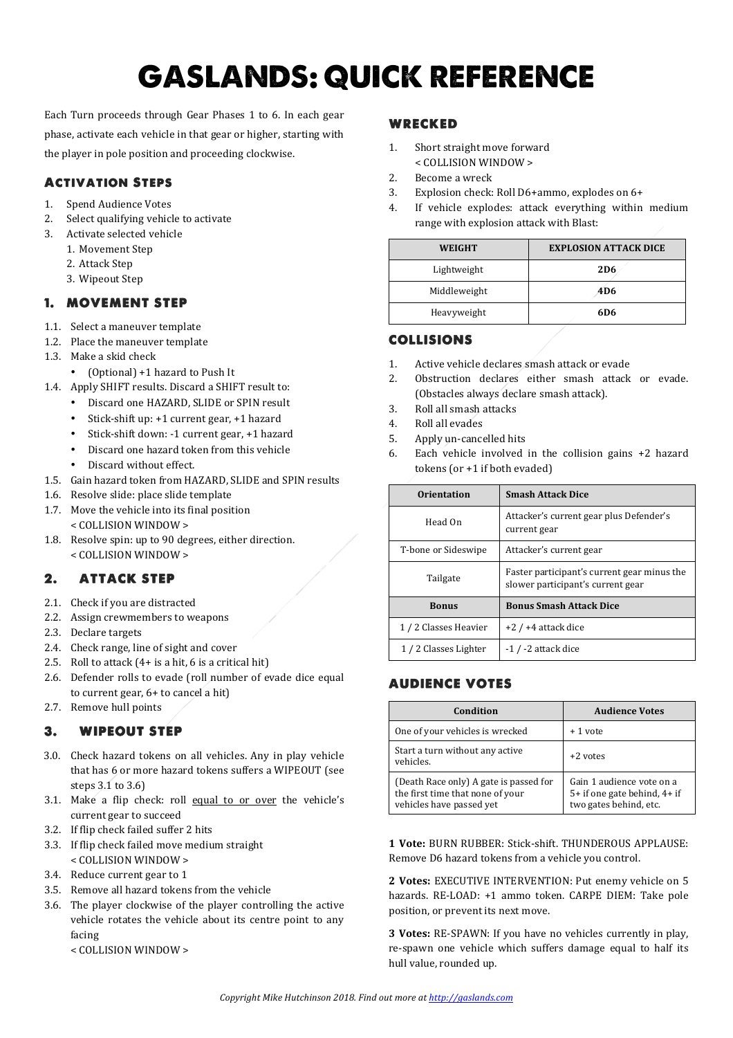// Gaslands: Quick Reference — markdown

# GASLANDS: QUICK REFERENCE

Each Turn proceeds through Gear Phases 1 to 6. In each gear phase, activate each vehicle in that gear or higher, starting with the player in pole position and proceeding clockwise.

## Activation Steps

1. Spend Audience Votes
2. Select qualifying vehicle to activate
3. Activate selected vehicle
   1. Movement Step
   2. Attack Step
   3. Wipeout Step

## 1. Movement Step

1.1. Select a maneuver template

1.2. Place the maneuver template

1.3. Make a skid check

- (Optional) +1 hazard to Push It

1.4. Apply SHIFT results. Discard a SHIFT result to:

- Discard one HAZARD, SLIDE or SPIN result
- Stick-shift up: +1 current gear, +1 hazard
- Stick-shift down: -1 current gear, +1 hazard
- Discard one hazard token from this vehicle
- Discard without effect.

1.5. Gain hazard token from HAZARD, SLIDE and SPIN results

1.6. Resolve slide: place slide template

1.7. Move the vehicle into its final position

< COLLISION WINDOW >

1.8. Resolve spin: up to 90 degrees, either direction.

< COLLISION WINDOW >

## 2. Attack Step

2.1. Check if you are distracted

2.2. Assign crewmembers to weapons

2.3. Declare targets

2.4. Check range, line of sight and cover

2.5. Roll to attack (4+ is a hit, 6 is a critical hit)

2.6. Defender rolls to evade (roll number of evade dice equal to current gear, 6+ to cancel a hit)

2.7. Remove hull points

## 3. Wipeout Step

3.0. Check hazard tokens on all vehicles. Any in play vehicle that has 6 or more hazard tokens suffers a WIPEOUT (see steps 3.1 to 3.6)

3.1. Make a flip check: roll equal to or over the vehicle's current gear to succeed

3.2. If flip check failed suffer 2 hits

3.3. If flip check failed move medium straight

< COLLISION WINDOW >

3.4. Reduce current gear to 1

3.5. Remove all hazard tokens from the vehicle

3.6. The player clockwise of the player controlling the active vehicle rotates the vehicle about its centre point to any facing

< COLLISION WINDOW >

## Wrecked

1. Short straight move forward

   < COLLISION WINDOW >
2. Become a wreck
3. Explosion check: Roll D6+ammo, explodes on 6+
4. If vehicle explodes: attack everything within medium range with explosion attack with Blast:

| WEIGHT | EXPLOSION ATTACK DICE |
|---|---|
| Lightweight | **2D6** |
| Middleweight | **4D6** |
| Heavyweight | **6D6** |

## Collisions

1. Active vehicle declares smash attack or evade
2. Obstruction declares either smash attack or evade. (Obstacles always declare smash attack).
3. Roll all smash attacks
4. Roll all evades
5. Apply un-cancelled hits
6. Each vehicle involved in the collision gains +2 hazard tokens (or +1 if both evaded)

| Orientation | Smash Attack Dice |
|---|---|
| Head On | Attacker's current gear plus Defender's current gear |
| T-bone or Sideswipe | Attacker's current gear |
| Tailgate | Faster participant's current gear minus the slower participant's current gear |
| **Bonus** | **Bonus Smash Attack Dice** |
| 1 / 2 Classes Heavier | +2 / +4 attack dice |
| 1 / 2 Classes Lighter | -1 / -2 attack dice |

## Audience Votes

| Condition | Audience Votes |
|---|---|
| One of your vehicles is wrecked | + 1 vote |
| Start a turn without any active vehicles. | +2 votes |
| (Death Race only) A gate is passed for the first time that none of your vehicles have passed yet | Gain 1 audience vote on a 5+ if one gate behind, 4+ if two gates behind, etc. |

**1 Vote:** BURN RUBBER: Stick-shift. THUNDEROUS APPLAUSE: Remove D6 hazard tokens from a vehicle you control.

**2 Votes:** EXECUTIVE INTERVENTION: Put enemy vehicle on 5 hazards. RE-LOAD: +1 ammo token. CARPE DIEM: Take pole position, or prevent its next move.

**3 Votes:** RE-SPAWN: If you have no vehicles currently in play, re-spawn one vehicle which suffers damage equal to half its hull value, rounded up.

*Copyright Mike Hutchinson 2018. Find out more at http://gaslands.com*